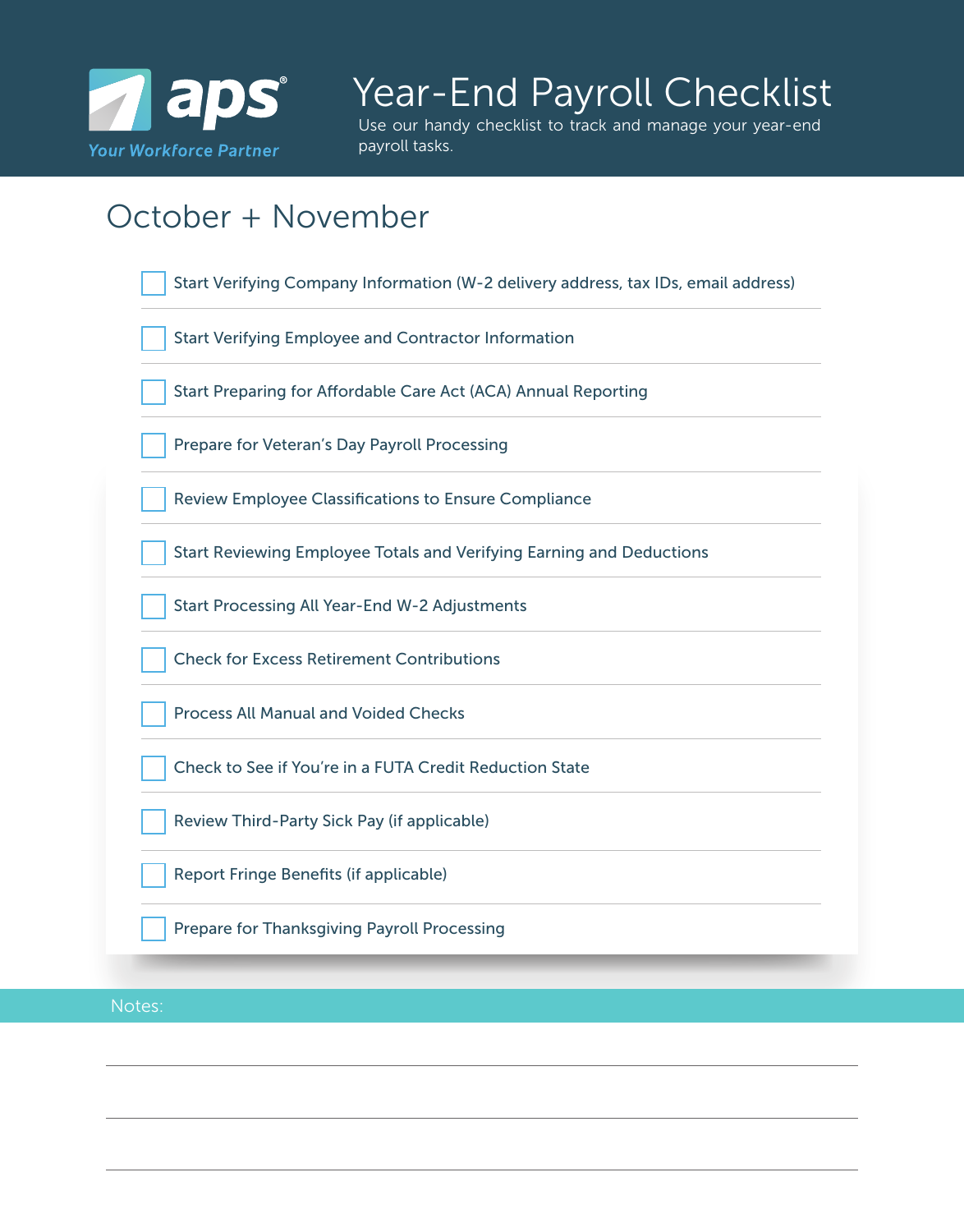aps®

Your Workforce Partner

# Year-End Payroll Checklist

Use our handy checklist to track and manage your year-end payroll tasks.

## October + November

- [ ] Start Verifying Company Information (W-2 delivery address, tax IDs, email address)
- [ ] Start Verifying Employee and Contractor Information
- [ ] Start Preparing for Affordable Care Act (ACA) Annual Reporting
- [ ] Prepare for Veteran's Day Payroll Processing
- [ ] Review Employee Classifications to Ensure Compliance
- [ ] Start Reviewing Employee Totals and Verifying Earning and Deductions
- [ ] Start Processing All Year-End W-2 Adjustments
- [ ] Check for Excess Retirement Contributions
- [ ] Process All Manual and Voided Checks
- [ ] Check to See if You're in a FUTA Credit Reduction State
- [ ] Review Third-Party Sick Pay (if applicable)
- [ ] Report Fringe Benefits (if applicable)
- [ ] Prepare for Thanksgiving Payroll Processing

Notes: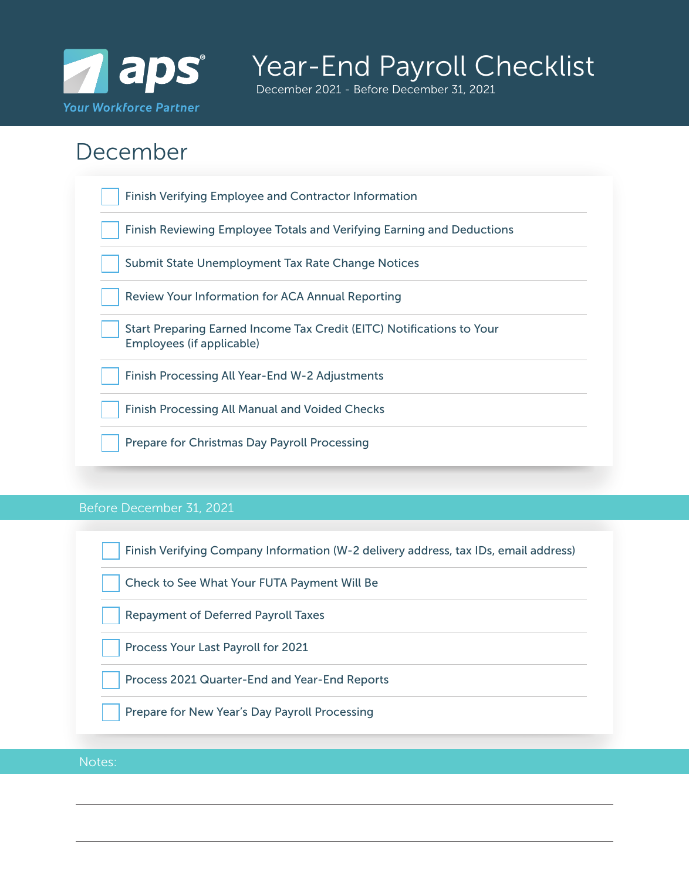# Year-End Payroll Checklist

December 2021 - Before December 31, 2021

## December

- [ ] Finish Verifying Employee and Contractor Information
- [ ] Finish Reviewing Employee Totals and Verifying Earning and Deductions
- [ ] Submit State Unemployment Tax Rate Change Notices
- [ ] Review Your Information for ACA Annual Reporting
- [ ] Start Preparing Earned Income Tax Credit (EITC) Notifications to Your Employees (if applicable)
- [ ] Finish Processing All Year-End W-2 Adjustments
- [ ] Finish Processing All Manual and Voided Checks
- [ ] Prepare for Christmas Day Payroll Processing

## Before December 31, 2021

- [ ] Finish Verifying Company Information (W-2 delivery address, tax IDs, email address)
- [ ] Check to See What Your FUTA Payment Will Be
- [ ] Repayment of Deferred Payroll Taxes
- [ ] Process Your Last Payroll for 2021
- [ ] Process 2021 Quarter-End and Year-End Reports
- [ ] Prepare for New Year's Day Payroll Processing

## Notes: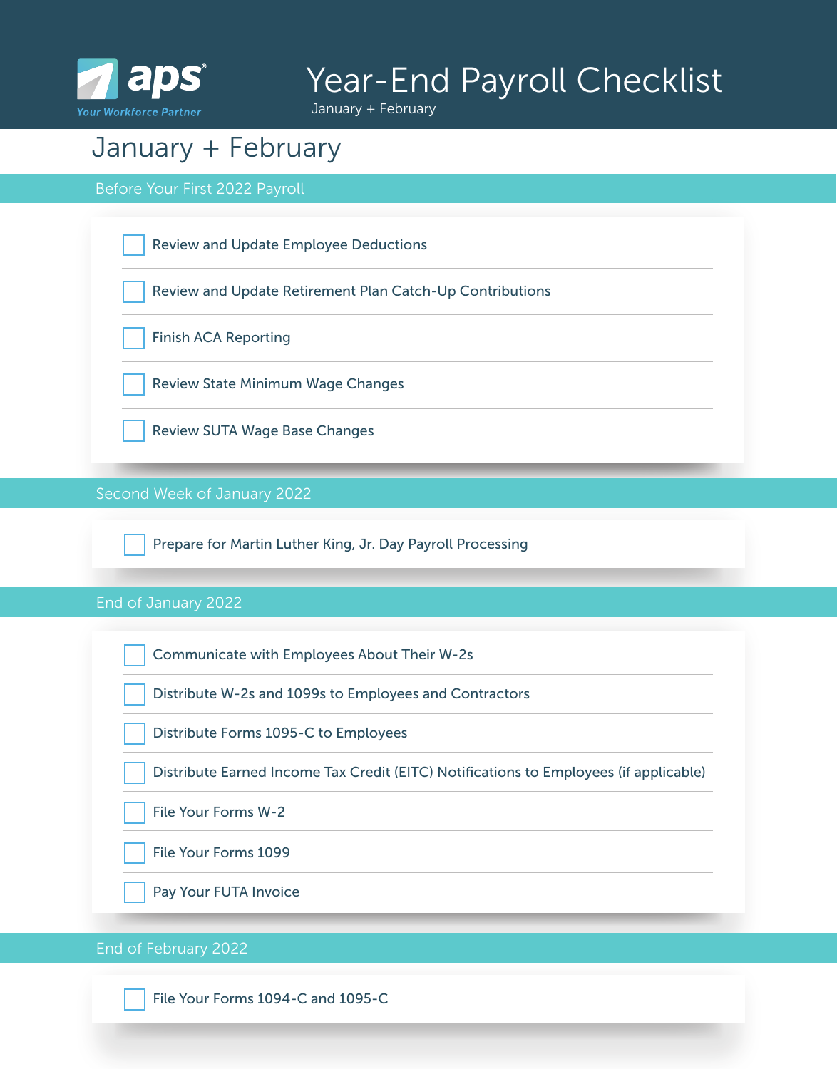# Year-End Payroll Checklist

January + February

## January + February

### Before Your First 2022 Payroll

- [ ] Review and Update Employee Deductions
- [ ] Review and Update Retirement Plan Catch-Up Contributions
- [ ] Finish ACA Reporting
- [ ] Review State Minimum Wage Changes
- [ ] Review SUTA Wage Base Changes

### Second Week of January 2022

- [ ] Prepare for Martin Luther King, Jr. Day Payroll Processing

### End of January 2022

- [ ] Communicate with Employees About Their W-2s
- [ ] Distribute W-2s and 1099s to Employees and Contractors
- [ ] Distribute Forms 1095-C to Employees
- [ ] Distribute Earned Income Tax Credit (EITC) Notifications to Employees (if applicable)
- [ ] File Your Forms W-2
- [ ] File Your Forms 1099
- [ ] Pay Your FUTA Invoice

### End of February 2022

- [ ] File Your Forms 1094-C and 1095-C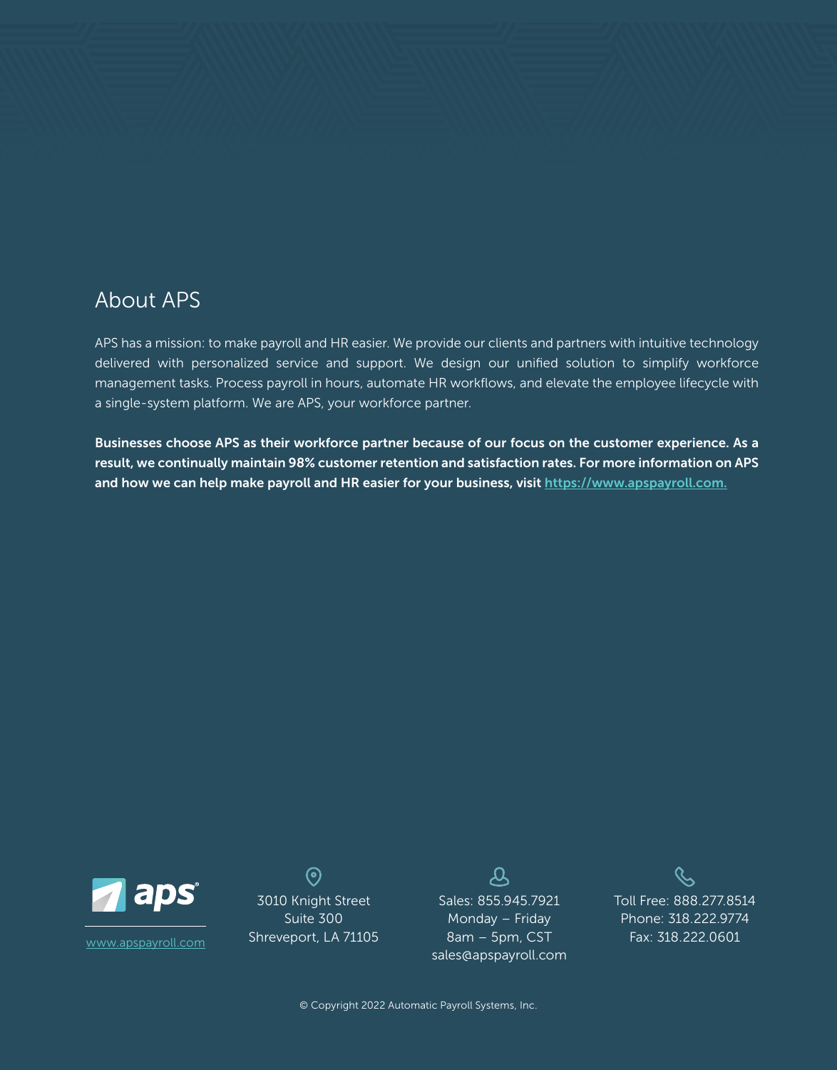## About APS

APS has a mission: to make payroll and HR easier. We provide our clients and partners with intuitive technology delivered with personalized service and support. We design our unified solution to simplify workforce management tasks. Process payroll in hours, automate HR workflows, and elevate the employee lifecycle with a single-system platform. We are APS, your workforce partner.

**Businesses choose APS as their workforce partner because of our focus on the customer experience. As a result, we continually maintain 98% customer retention and satisfaction rates. For more information on APS and how we can help make payroll and HR easier for your business, visit https://www.apspayroll.com.**

aps

www.apspayroll.com

3010 Knight Street
Suite 300
Shreveport, LA 71105

Sales: 855.945.7921
Monday – Friday
8am – 5pm, CST
sales@apspayroll.com

Toll Free: 888.277.8514
Phone: 318.222.9774
Fax: 318.222.0601

© Copyright 2022 Automatic Payroll Systems, Inc.